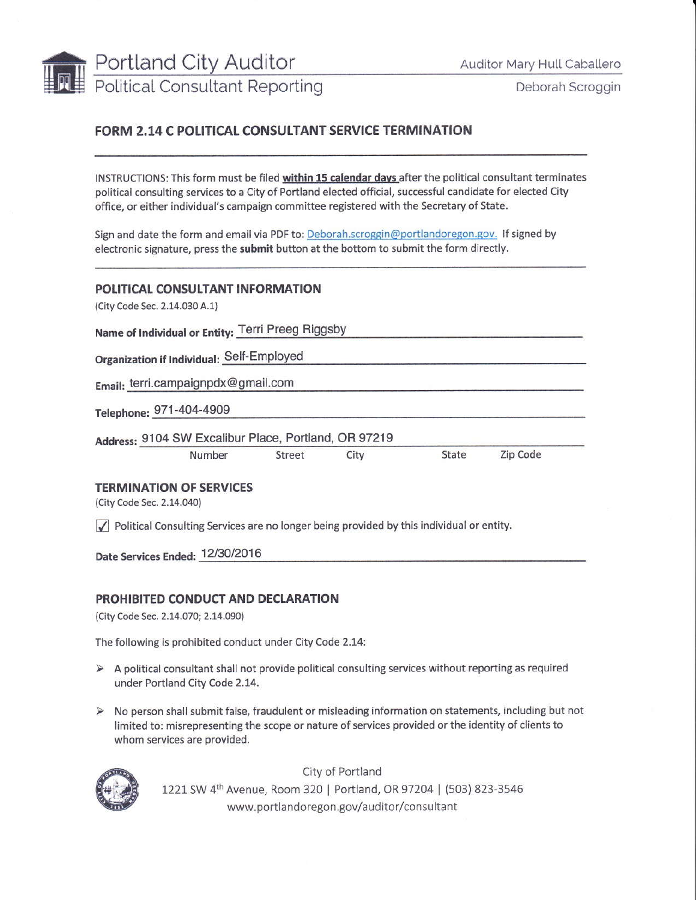Portland City Auditor
Political Consultant Reporting

Auditor Mary Hull Caballero
Deborah Scroggin

## FORM 2.14 C POLITICAL CONSULTANT SERVICE TERMINATION

INSTRUCTIONS: This form must be filed **within 15 calendar days** after the political consultant terminates political consulting services to a City of Portland elected official, successful candidate for elected City office, or either individual's campaign committee registered with the Secretary of State.

Sign and date the form and email via PDF to: Deborah.scroggin@portlandoregon.gov. If signed by electronic signature, press the **submit** button at the bottom to submit the form directly.

### POLITICAL CONSULTANT INFORMATION

(City Code Sec. 2.14.030 A.1)

**Name of Individual or Entity:** Terri Preeg Riggsby

**Organization if Individual:** Self-Employed

**Email:** terri.campaignpdx@gmail.com

**Telephone:** 971-404-4909

**Address:** 9104 SW Excalibur Place, Portland, OR 97219
Number Street City State Zip Code

### TERMINATION OF SERVICES

(City Code Sec. 2.14.040)

☑ Political Consulting Services are no longer being provided by this individual or entity.

**Date Services Ended:** 12/30/2016

### PROHIBITED CONDUCT AND DECLARATION

(City Code Sec. 2.14.070; 2.14.090)

The following is prohibited conduct under City Code 2.14:

- A political consultant shall not provide political consulting services without reporting as required under Portland City Code 2.14.
- No person shall submit false, fraudulent or misleading information on statements, including but not limited to: misrepresenting the scope or nature of services provided or the identity of clients to whom services are provided.

City of Portland
1221 SW 4th Avenue, Room 320 | Portland, OR 97204 | (503) 823-3546
www.portlandoregon.gov/auditor/consultant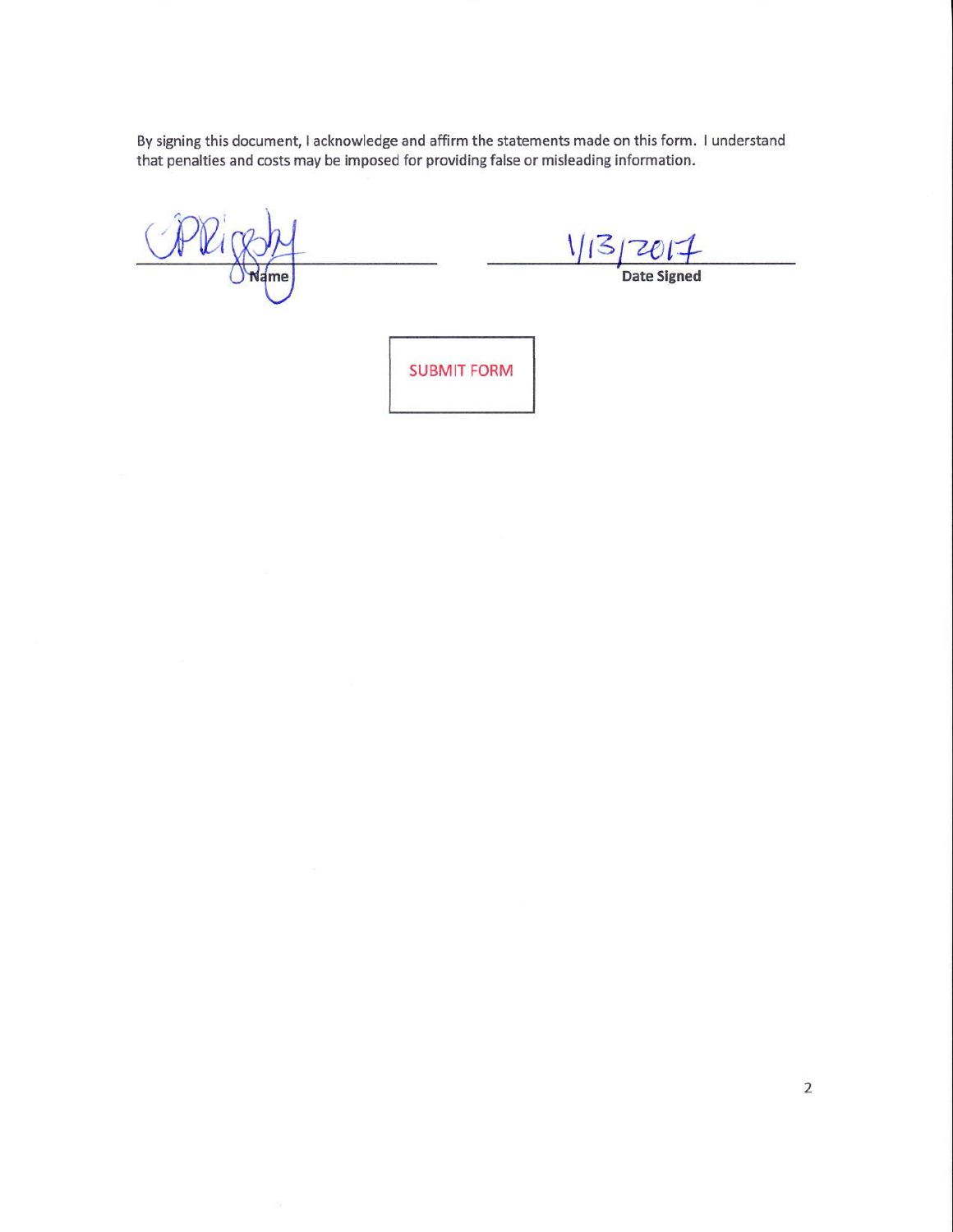By signing this document, I acknowledge and affirm the statements made on this form. I understand that penalties and costs may be imposed for providing false or misleading information.

| | |
|---|---|
| JPRigsby | 1/13/2017 |
| Name | Date Signed |

SUBMIT FORM